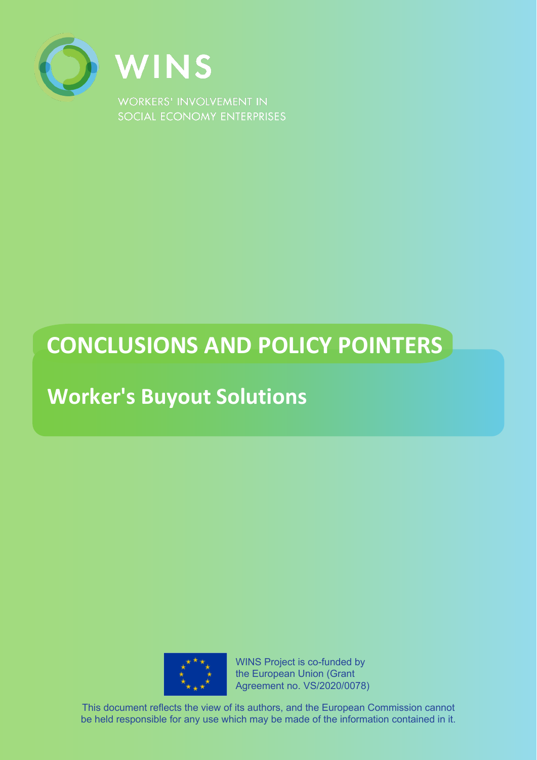WINS

WORKERS' INVOLVEMENT IN SOCIAL ECONOMY ENTERPRISES

# CONCLUSIONS AND POLICY POINTERS

## Worker's Buyout Solutions

WINS Project is co-funded by the European Union (Grant Agreement no. VS/2020/0078)

This document reflects the view of its authors, and the European Commission cannot be held responsible for any use which may be made of the information contained in it.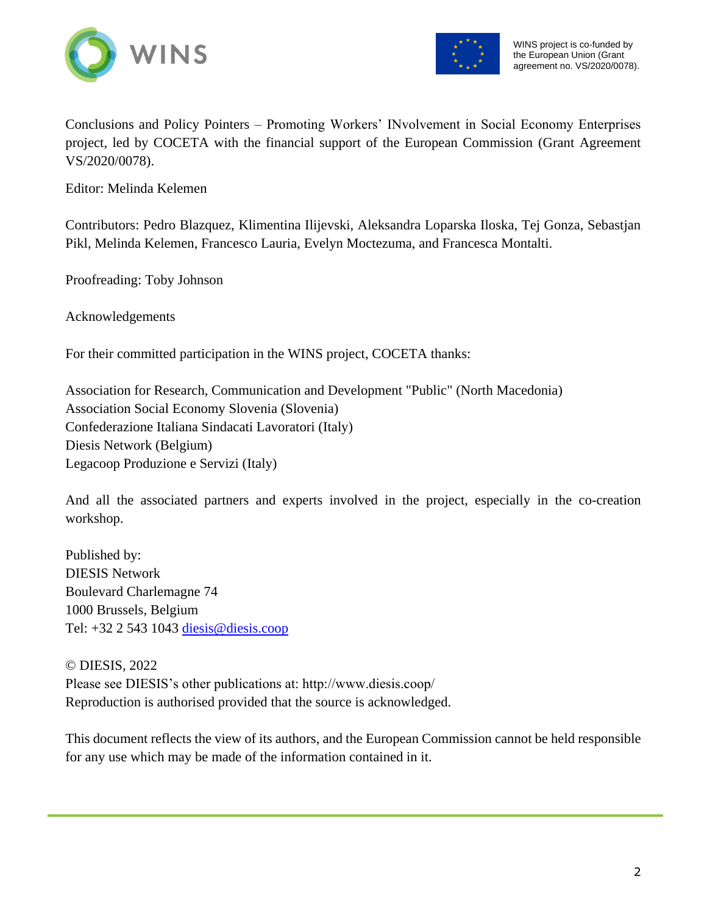Conclusions and Policy Pointers – Promoting Workers' INvolvement in Social Economy Enterprises project, led by COCETA with the financial support of the European Commission (Grant Agreement VS/2020/0078).

Editor: Melinda Kelemen

Contributors: Pedro Blazquez, Klimentina Ilijevski, Aleksandra Loparska Iloska, Tej Gonza, Sebastjan Pikl, Melinda Kelemen, Francesco Lauria, Evelyn Moctezuma, and Francesca Montalti.

Proofreading: Toby Johnson

Acknowledgements

For their committed participation in the WINS project, COCETA thanks:

Association for Research, Communication and Development "Public" (North Macedonia)
Association Social Economy Slovenia (Slovenia)
Confederazione Italiana Sindacati Lavoratori (Italy)
Diesis Network (Belgium)
Legacoop Produzione e Servizi (Italy)

And all the associated partners and experts involved in the project, especially in the co-creation workshop.

Published by:
DIESIS Network
Boulevard Charlemagne 74
1000 Brussels, Belgium
Tel: +32 2 543 1043 diesis@diesis.coop

© DIESIS, 2022
Please see DIESIS's other publications at: http://www.diesis.coop/
Reproduction is authorised provided that the source is acknowledged.

This document reflects the view of its authors, and the European Commission cannot be held responsible for any use which may be made of the information contained in it.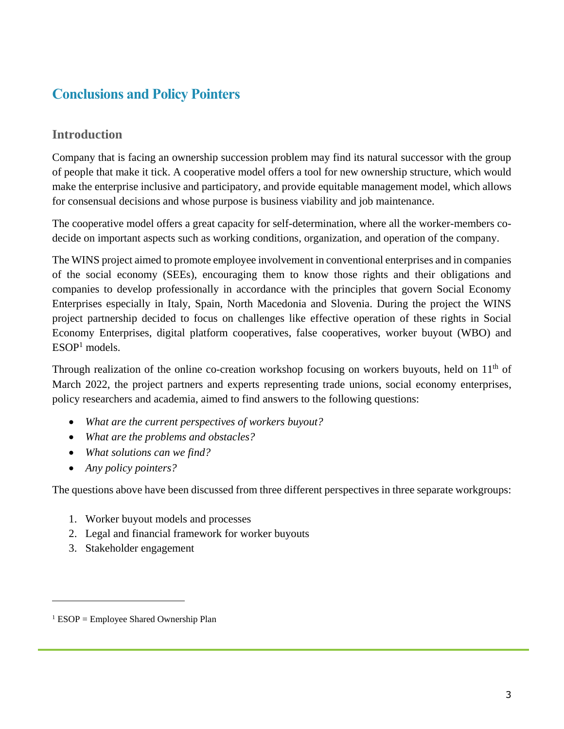## Conclusions and Policy Pointers

### Introduction

Company that is facing an ownership succession problem may find its natural successor with the group of people that make it tick. A cooperative model offers a tool for new ownership structure, which would make the enterprise inclusive and participatory, and provide equitable management model, which allows for consensual decisions and whose purpose is business viability and job maintenance.

The cooperative model offers a great capacity for self-determination, where all the worker-members co-decide on important aspects such as working conditions, organization, and operation of the company.

The WINS project aimed to promote employee involvement in conventional enterprises and in companies of the social economy (SEEs), encouraging them to know those rights and their obligations and companies to develop professionally in accordance with the principles that govern Social Economy Enterprises especially in Italy, Spain, North Macedonia and Slovenia. During the project the WINS project partnership decided to focus on challenges like effective operation of these rights in Social Economy Enterprises, digital platform cooperatives, false cooperatives, worker buyout (WBO) and ESOP[1] models.

Through realization of the online co-creation workshop focusing on workers buyouts, held on 11th of March 2022, the project partners and experts representing trade unions, social economy enterprises, policy researchers and academia, aimed to find answers to the following questions:

- *What are the current perspectives of workers buyout?*
- *What are the problems and obstacles?*
- *What solutions can we find?*
- *Any policy pointers?*

The questions above have been discussed from three different perspectives in three separate workgroups:

1. Worker buyout models and processes
2. Legal and financial framework for worker buyouts
3. Stakeholder engagement

[1] ESOP = Employee Shared Ownership Plan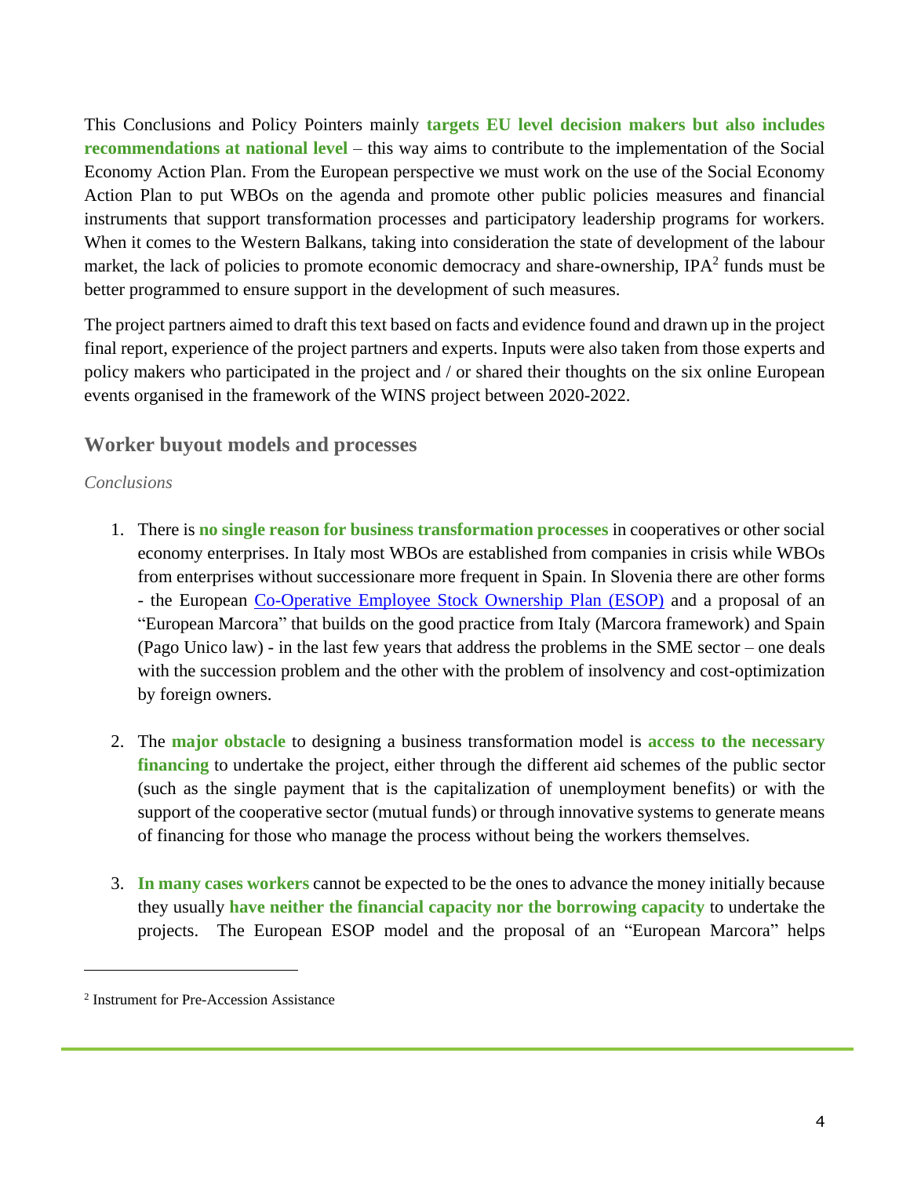This Conclusions and Policy Pointers mainly **targets EU level decision makers but also includes recommendations at national level** – this way aims to contribute to the implementation of the Social Economy Action Plan. From the European perspective we must work on the use of the Social Economy Action Plan to put WBOs on the agenda and promote other public policies measures and financial instruments that support transformation processes and participatory leadership programs for workers. When it comes to the Western Balkans, taking into consideration the state of development of the labour market, the lack of policies to promote economic democracy and share-ownership, IPA[2] funds must be better programmed to ensure support in the development of such measures.

The project partners aimed to draft this text based on facts and evidence found and drawn up in the project final report, experience of the project partners and experts. Inputs were also taken from those experts and policy makers who participated in the project and / or shared their thoughts on the six online European events organised in the framework of the WINS project between 2020-2022.

## Worker buyout models and processes

*Conclusions*

1. There is **no single reason for business transformation processes** in cooperatives or other social economy enterprises. In Italy most WBOs are established from companies in crisis while WBOs from enterprises without successionare more frequent in Spain. In Slovenia there are other forms - the European [Co-Operative Employee Stock Ownership Plan (ESOP)](#) and a proposal of an "European Marcora" that builds on the good practice from Italy (Marcora framework) and Spain (Pago Unico law) - in the last few years that address the problems in the SME sector – one deals with the succession problem and the other with the problem of insolvency and cost-optimization by foreign owners.

2. The **major obstacle** to designing a business transformation model is **access to the necessary financing** to undertake the project, either through the different aid schemes of the public sector (such as the single payment that is the capitalization of unemployment benefits) or with the support of the cooperative sector (mutual funds) or through innovative systems to generate means of financing for those who manage the process without being the workers themselves.

3. **In many cases workers** cannot be expected to be the ones to advance the money initially because they usually **have neither the financial capacity nor the borrowing capacity** to undertake the projects. The European ESOP model and the proposal of an "European Marcora" helps

[2] Instrument for Pre-Accession Assistance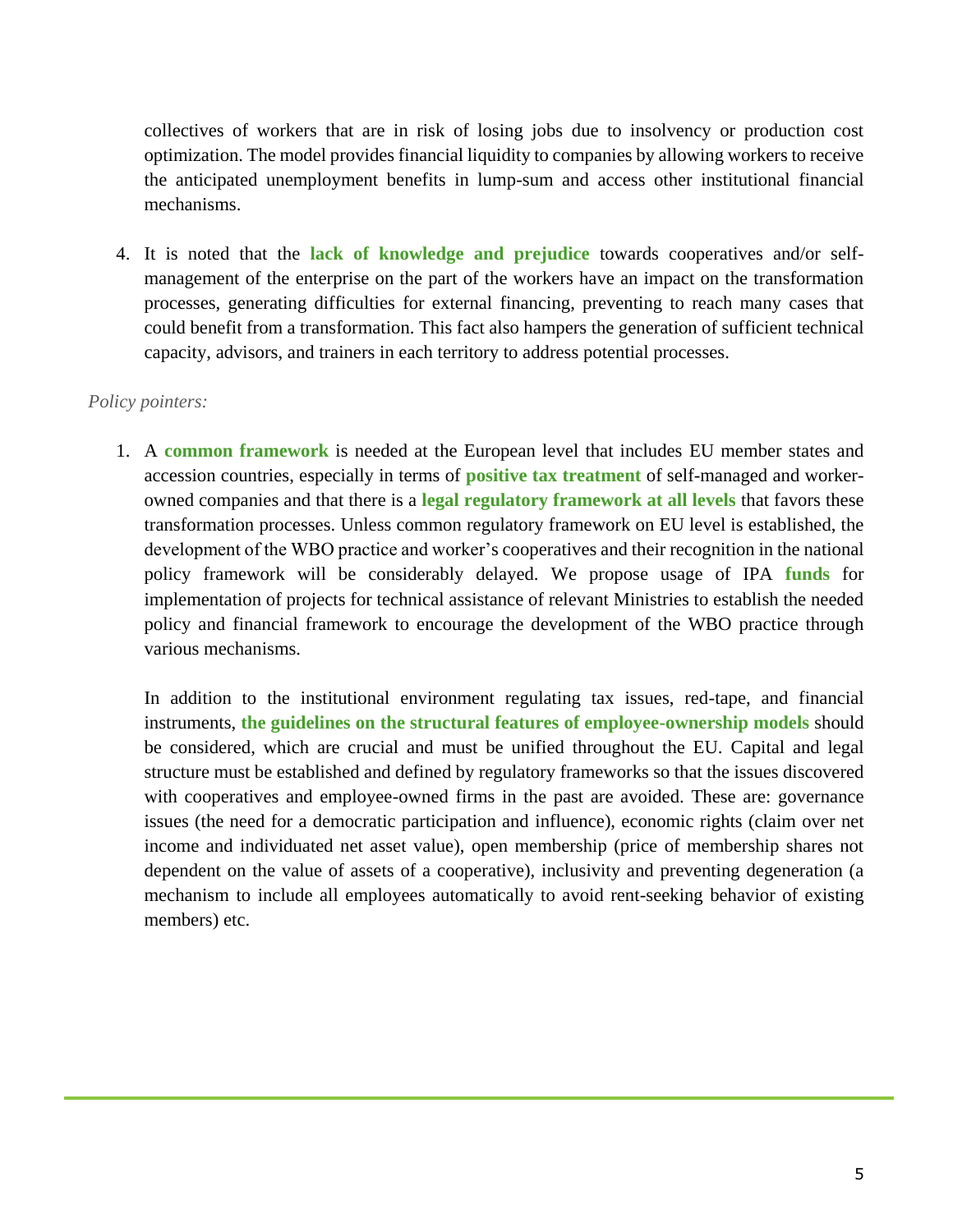collectives of workers that are in risk of losing jobs due to insolvency or production cost optimization. The model provides financial liquidity to companies by allowing workers to receive the anticipated unemployment benefits in lump-sum and access other institutional financial mechanisms.

4. It is noted that the **lack of knowledge and prejudice** towards cooperatives and/or self-management of the enterprise on the part of the workers have an impact on the transformation processes, generating difficulties for external financing, preventing to reach many cases that could benefit from a transformation. This fact also hampers the generation of sufficient technical capacity, advisors, and trainers in each territory to address potential processes.

*Policy pointers:*

1. A **common framework** is needed at the European level that includes EU member states and accession countries, especially in terms of **positive tax treatment** of self-managed and worker-owned companies and that there is a **legal regulatory framework at all levels** that favors these transformation processes. Unless common regulatory framework on EU level is established, the development of the WBO practice and worker's cooperatives and their recognition in the national policy framework will be considerably delayed. We propose usage of IPA **funds** for implementation of projects for technical assistance of relevant Ministries to establish the needed policy and financial framework to encourage the development of the WBO practice through various mechanisms.

   In addition to the institutional environment regulating tax issues, red-tape, and financial instruments, **the guidelines on the structural features of employee-ownership models** should be considered, which are crucial and must be unified throughout the EU. Capital and legal structure must be established and defined by regulatory frameworks so that the issues discovered with cooperatives and employee-owned firms in the past are avoided. These are: governance issues (the need for a democratic participation and influence), economic rights (claim over net income and individuated net asset value), open membership (price of membership shares not dependent on the value of assets of a cooperative), inclusivity and preventing degeneration (a mechanism to include all employees automatically to avoid rent-seeking behavior of existing members) etc.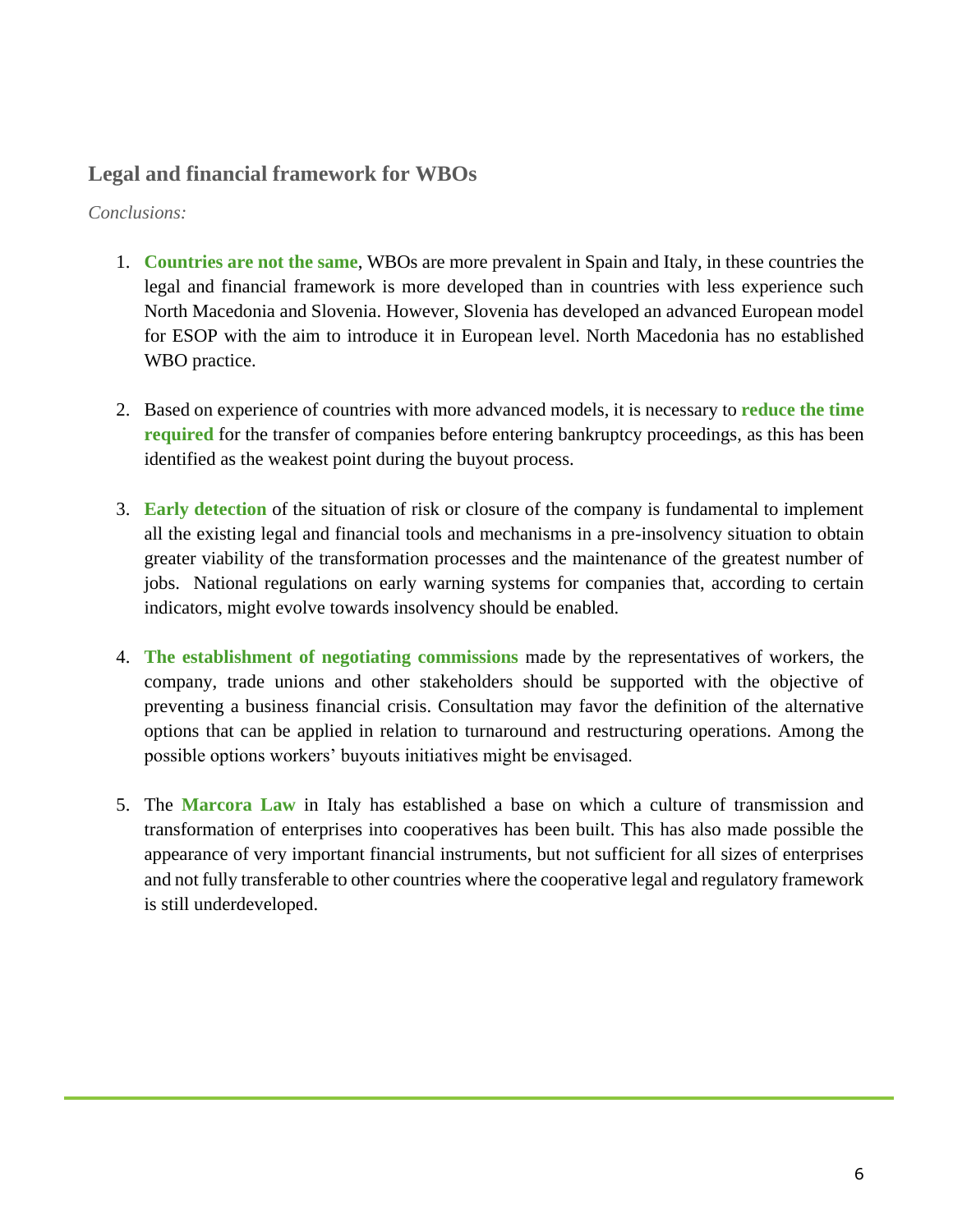## Legal and financial framework for WBOs

*Conclusions:*

1. **Countries are not the same**, WBOs are more prevalent in Spain and Italy, in these countries the legal and financial framework is more developed than in countries with less experience such North Macedonia and Slovenia. However, Slovenia has developed an advanced European model for ESOP with the aim to introduce it in European level. North Macedonia has no established WBO practice.

2. Based on experience of countries with more advanced models, it is necessary to **reduce the time required** for the transfer of companies before entering bankruptcy proceedings, as this has been identified as the weakest point during the buyout process.

3. **Early detection** of the situation of risk or closure of the company is fundamental to implement all the existing legal and financial tools and mechanisms in a pre-insolvency situation to obtain greater viability of the transformation processes and the maintenance of the greatest number of jobs. National regulations on early warning systems for companies that, according to certain indicators, might evolve towards insolvency should be enabled.

4. **The establishment of negotiating commissions** made by the representatives of workers, the company, trade unions and other stakeholders should be supported with the objective of preventing a business financial crisis. Consultation may favor the definition of the alternative options that can be applied in relation to turnaround and restructuring operations. Among the possible options workers' buyouts initiatives might be envisaged.

5. The **Marcora Law** in Italy has established a base on which a culture of transmission and transformation of enterprises into cooperatives has been built. This has also made possible the appearance of very important financial instruments, but not sufficient for all sizes of enterprises and not fully transferable to other countries where the cooperative legal and regulatory framework is still underdeveloped.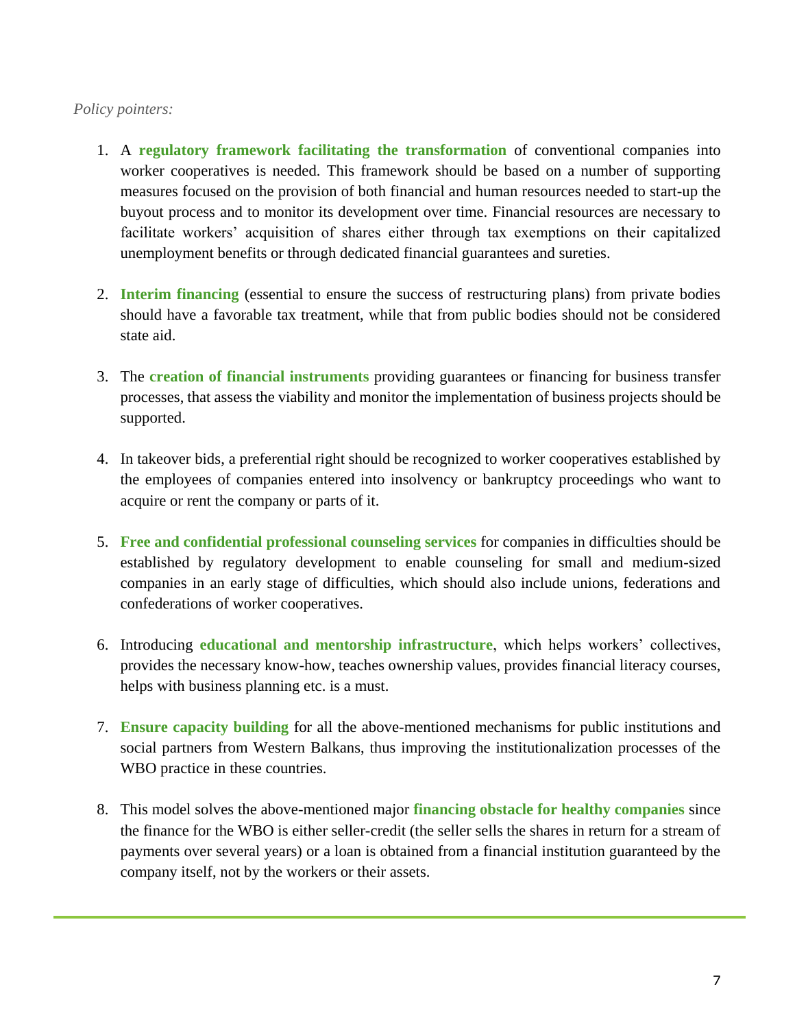*Policy pointers:*

1. A **regulatory framework facilitating the transformation** of conventional companies into worker cooperatives is needed. This framework should be based on a number of supporting measures focused on the provision of both financial and human resources needed to start-up the buyout process and to monitor its development over time. Financial resources are necessary to facilitate workers' acquisition of shares either through tax exemptions on their capitalized unemployment benefits or through dedicated financial guarantees and sureties.

2. **Interim financing** (essential to ensure the success of restructuring plans) from private bodies should have a favorable tax treatment, while that from public bodies should not be considered state aid.

3. The **creation of financial instruments** providing guarantees or financing for business transfer processes, that assess the viability and monitor the implementation of business projects should be supported.

4. In takeover bids, a preferential right should be recognized to worker cooperatives established by the employees of companies entered into insolvency or bankruptcy proceedings who want to acquire or rent the company or parts of it.

5. **Free and confidential professional counseling services** for companies in difficulties should be established by regulatory development to enable counseling for small and medium-sized companies in an early stage of difficulties, which should also include unions, federations and confederations of worker cooperatives.

6. Introducing **educational and mentorship infrastructure**, which helps workers' collectives, provides the necessary know-how, teaches ownership values, provides financial literacy courses, helps with business planning etc. is a must.

7. **Ensure capacity building** for all the above-mentioned mechanisms for public institutions and social partners from Western Balkans, thus improving the institutionalization processes of the WBO practice in these countries.

8. This model solves the above-mentioned major **financing obstacle for healthy companies** since the finance for the WBO is either seller-credit (the seller sells the shares in return for a stream of payments over several years) or a loan is obtained from a financial institution guaranteed by the company itself, not by the workers or their assets.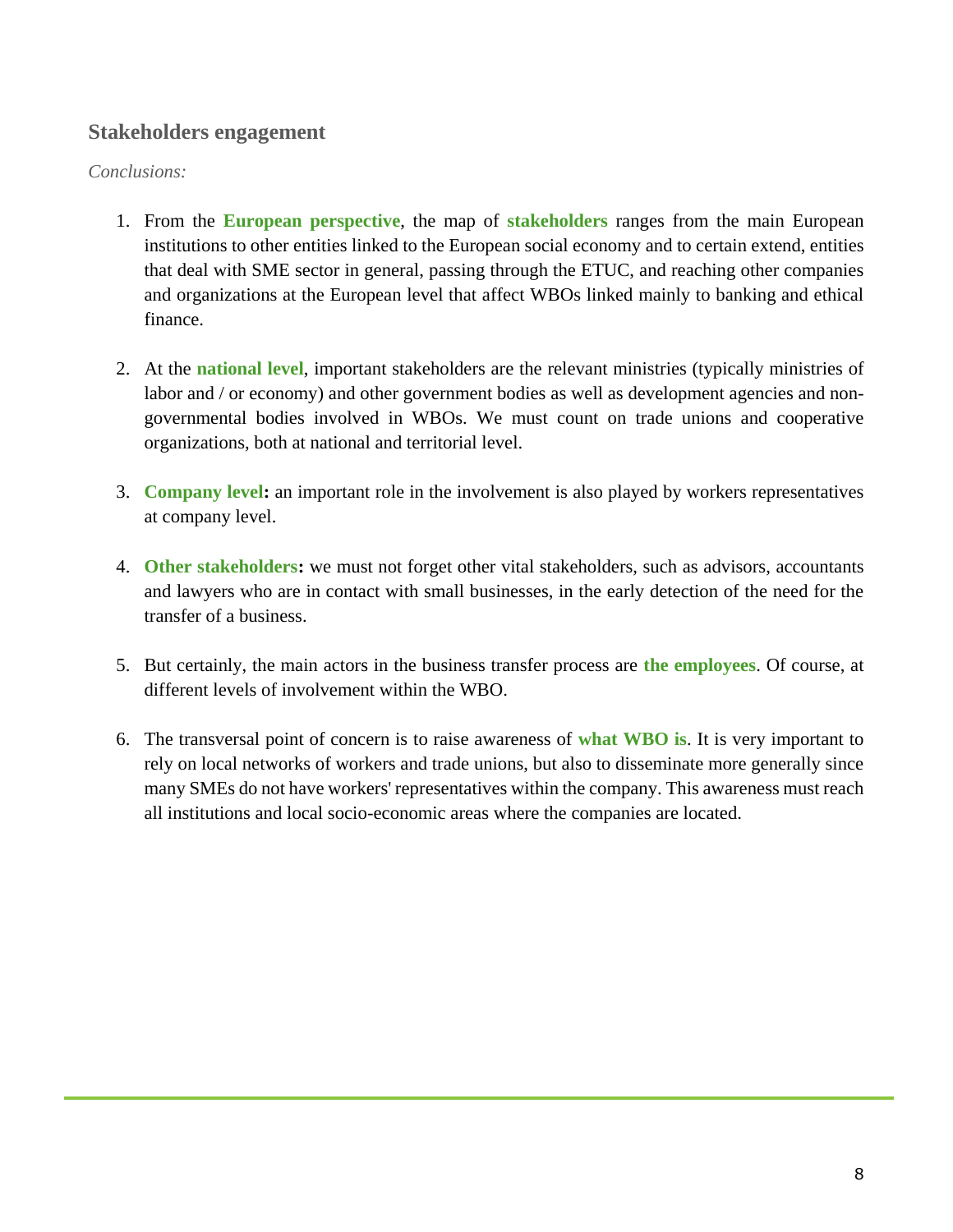## Stakeholders engagement

*Conclusions:*

1. From the **European perspective**, the map of **stakeholders** ranges from the main European institutions to other entities linked to the European social economy and to certain extend, entities that deal with SME sector in general, passing through the ETUC, and reaching other companies and organizations at the European level that affect WBOs linked mainly to banking and ethical finance.

2. At the **national level**, important stakeholders are the relevant ministries (typically ministries of labor and / or economy) and other government bodies as well as development agencies and non-governmental bodies involved in WBOs. We must count on trade unions and cooperative organizations, both at national and territorial level.

3. **Company level:** an important role in the involvement is also played by workers representatives at company level.

4. **Other stakeholders:** we must not forget other vital stakeholders, such as advisors, accountants and lawyers who are in contact with small businesses, in the early detection of the need for the transfer of a business.

5. But certainly, the main actors in the business transfer process are **the employees**. Of course, at different levels of involvement within the WBO.

6. The transversal point of concern is to raise awareness of **what WBO is**. It is very important to rely on local networks of workers and trade unions, but also to disseminate more generally since many SMEs do not have workers' representatives within the company. This awareness must reach all institutions and local socio-economic areas where the companies are located.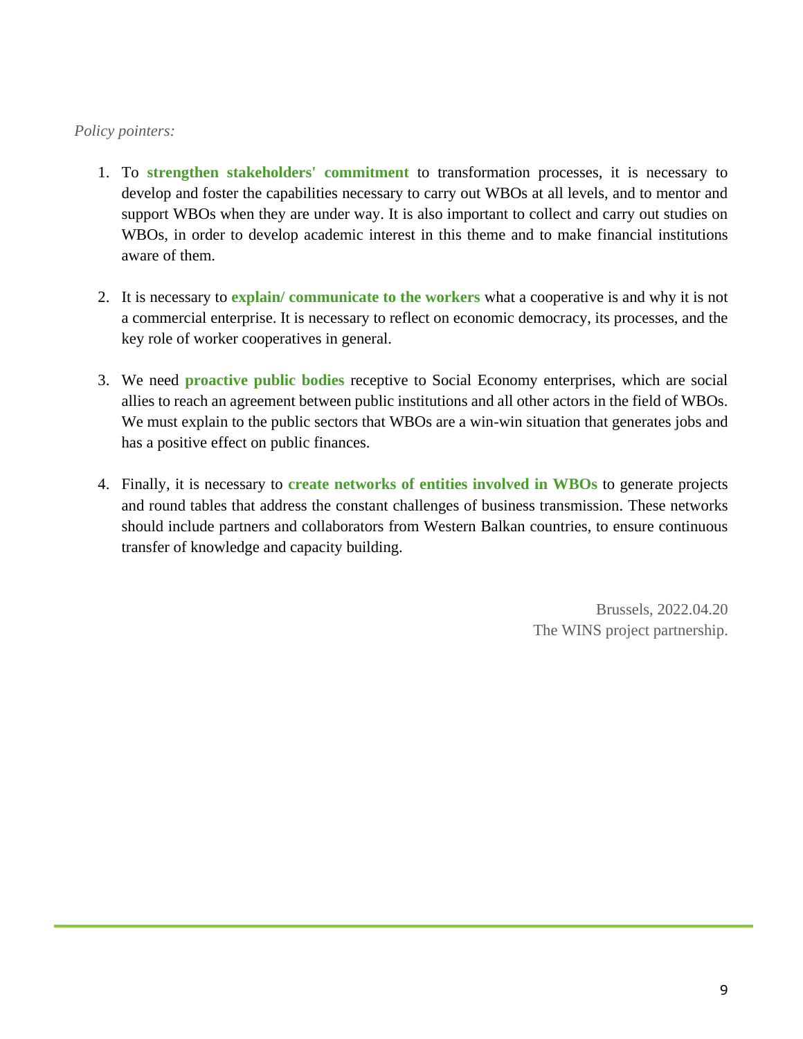*Policy pointers:*

1. To **strengthen stakeholders' commitment** to transformation processes, it is necessary to develop and foster the capabilities necessary to carry out WBOs at all levels, and to mentor and support WBOs when they are under way. It is also important to collect and carry out studies on WBOs, in order to develop academic interest in this theme and to make financial institutions aware of them.

2. It is necessary to **explain/ communicate to the workers** what a cooperative is and why it is not a commercial enterprise. It is necessary to reflect on economic democracy, its processes, and the key role of worker cooperatives in general.

3. We need **proactive public bodies** receptive to Social Economy enterprises, which are social allies to reach an agreement between public institutions and all other actors in the field of WBOs. We must explain to the public sectors that WBOs are a win-win situation that generates jobs and has a positive effect on public finances.

4. Finally, it is necessary to **create networks of entities involved in WBOs** to generate projects and round tables that address the constant challenges of business transmission. These networks should include partners and collaborators from Western Balkan countries, to ensure continuous transfer of knowledge and capacity building.

Brussels, 2022.04.20
The WINS project partnership.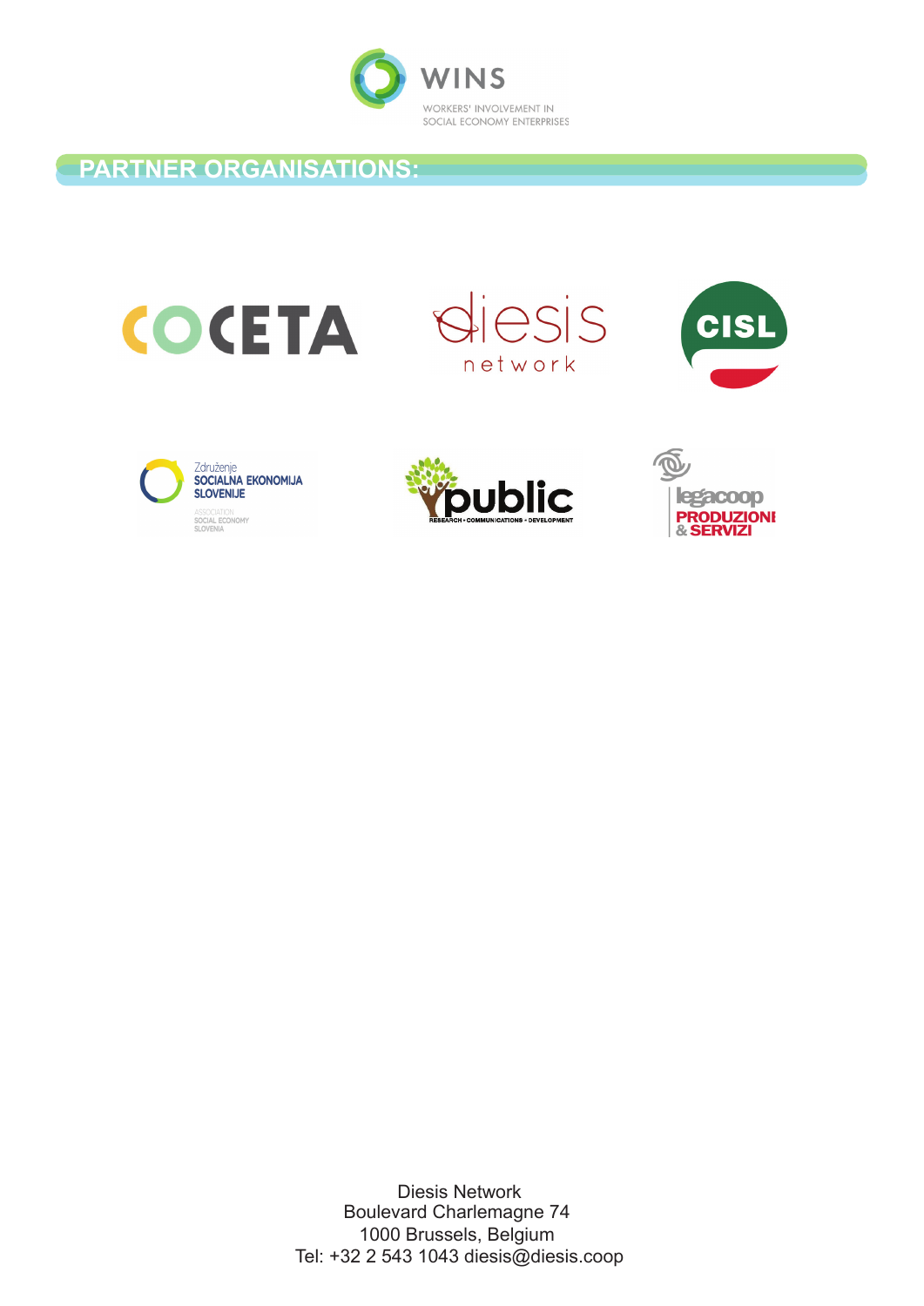WINS

WORKERS' INVOLVEMENT IN SOCIAL ECONOMY ENTERPRISES

## PARTNER ORGANISATIONS:

COCETA

diesis network

CISL

Združenje SOCIALNA EKONOMIJA SLOVENIJE
ASSOCIATION SOCIAL ECONOMY SLOVENIA

public
RESEARCH • COMMUNICATIONS • DEVELOPMENT

legacoop PRODUZIONI & SERVIZI

Diesis Network
Boulevard Charlemagne 74
1000 Brussels, Belgium
Tel: +32 2 543 1043 diesis@diesis.coop